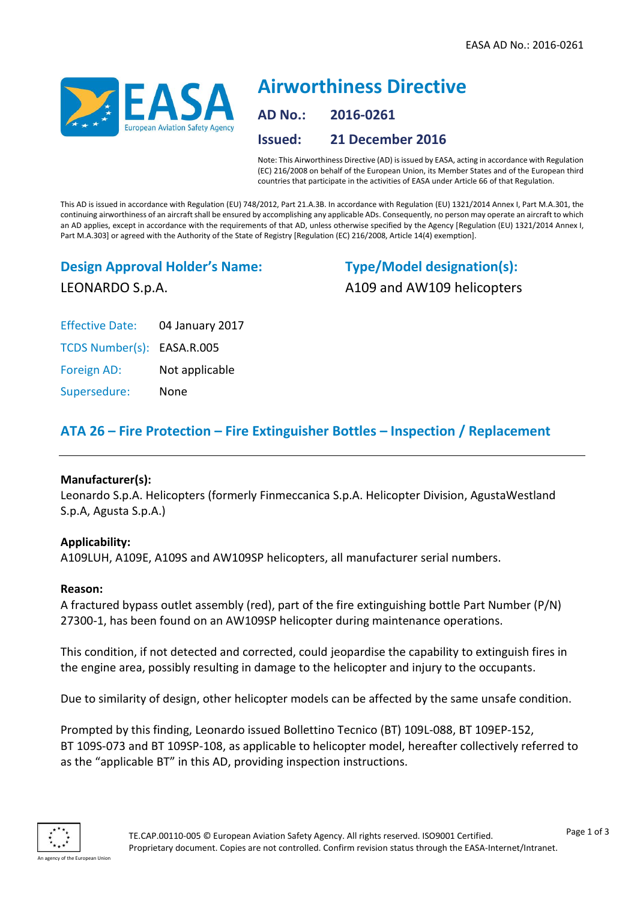# Airworthiness Directive

**AD No.:** 2016-0261

**Issued:** 21 December 2016

Note: This Airworthiness Directive (AD) is issued by EASA, acting in accordance with Regulation (EC) 216/2008 on behalf of the European Union, its Member States and of the European third countries that participate in the activities of EASA under Article 66 of that Regulation.

This AD is issued in accordance with Regulation (EU) 748/2012, Part 21.A.3B. In accordance with Regulation (EU) 1321/2014 Annex I, Part M.A.301, the continuing airworthiness of an aircraft shall be ensured by accomplishing any applicable ADs. Consequently, no person may operate an aircraft to which an AD applies, except in accordance with the requirements of that AD, unless otherwise specified by the Agency [Regulation (EU) 1321/2014 Annex I, Part M.A.303] or agreed with the Authority of the State of Registry [Regulation (EC) 216/2008, Article 14(4) exemption].

## Design Approval Holder's Name:

LEONARDO S.p.A.

## Type/Model designation(s):

A109 and AW109 helicopters

| | |
|---|---|
| Effective Date: | 04 January 2017 |
| TCDS Number(s): | EASA.R.005 |
| Foreign AD: | Not applicable |
| Supersedure: | None |

## ATA 26 – Fire Protection – Fire Extinguisher Bottles – Inspection / Replacement

**Manufacturer(s):**

Leonardo S.p.A. Helicopters (formerly Finmeccanica S.p.A. Helicopter Division, AgustaWestland S.p.A, Agusta S.p.A.)

**Applicability:**

A109LUH, A109E, A109S and AW109SP helicopters, all manufacturer serial numbers.

**Reason:**

A fractured bypass outlet assembly (red), part of the fire extinguishing bottle Part Number (P/N) 27300-1, has been found on an AW109SP helicopter during maintenance operations.

This condition, if not detected and corrected, could jeopardise the capability to extinguish fires in the engine area, possibly resulting in damage to the helicopter and injury to the occupants.

Due to similarity of design, other helicopter models can be affected by the same unsafe condition.

Prompted by this finding, Leonardo issued Bollettino Tecnico (BT) 109L-088, BT 109EP-152, BT 109S-073 and BT 109SP-108, as applicable to helicopter model, hereafter collectively referred to as the "applicable BT" in this AD, providing inspection instructions.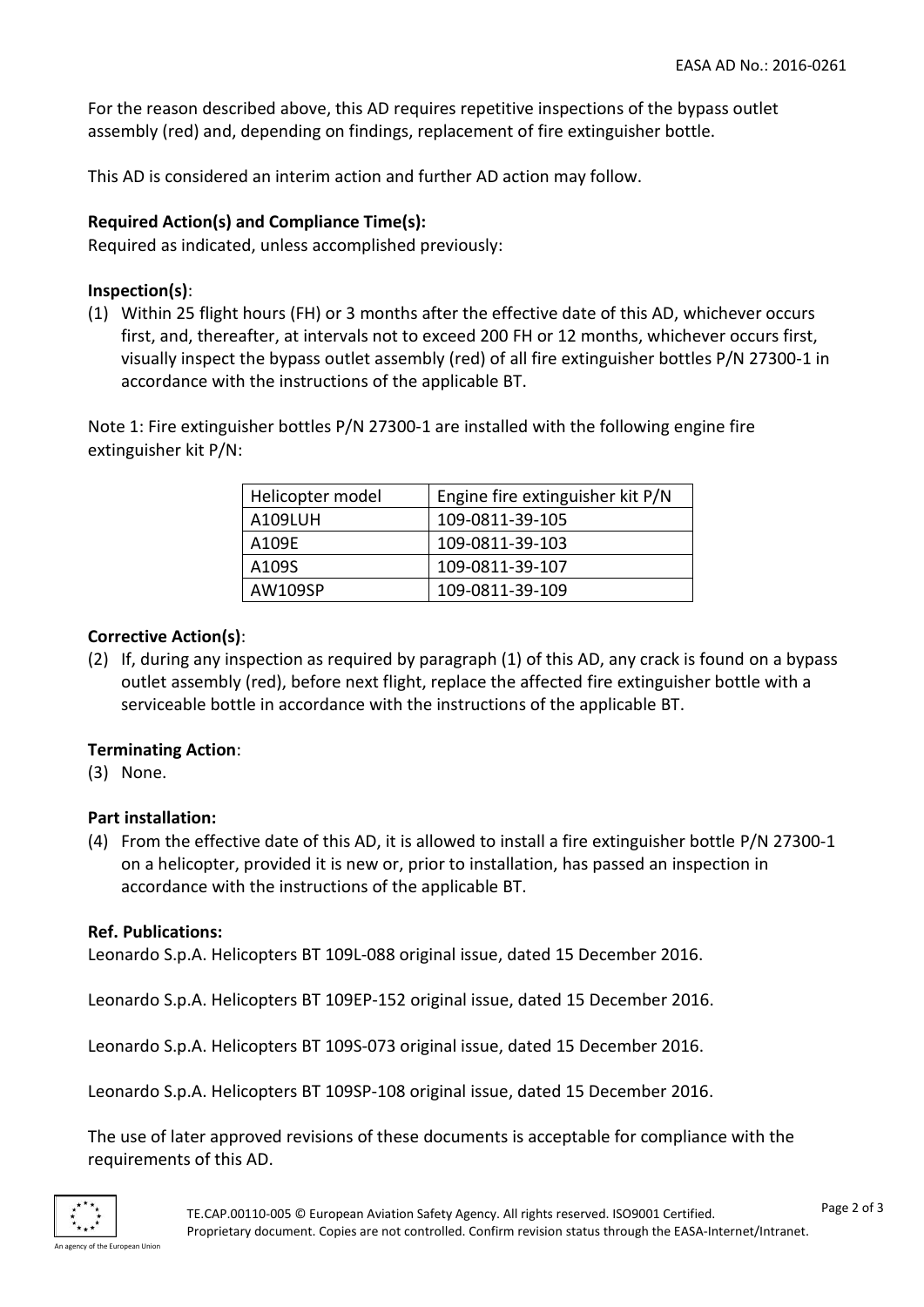For the reason described above, this AD requires repetitive inspections of the bypass outlet assembly (red) and, depending on findings, replacement of fire extinguisher bottle.

This AD is considered an interim action and further AD action may follow.

**Required Action(s) and Compliance Time(s):**
Required as indicated, unless accomplished previously:

**Inspection(s)**:

(1) Within 25 flight hours (FH) or 3 months after the effective date of this AD, whichever occurs first, and, thereafter, at intervals not to exceed 200 FH or 12 months, whichever occurs first, visually inspect the bypass outlet assembly (red) of all fire extinguisher bottles P/N 27300-1 in accordance with the instructions of the applicable BT.

Note 1: Fire extinguisher bottles P/N 27300-1 are installed with the following engine fire extinguisher kit P/N:

| Helicopter model | Engine fire extinguisher kit P/N |
| --- | --- |
| A109LUH | 109-0811-39-105 |
| A109E | 109-0811-39-103 |
| A109S | 109-0811-39-107 |
| AW109SP | 109-0811-39-109 |

**Corrective Action(s)**:

(2) If, during any inspection as required by paragraph (1) of this AD, any crack is found on a bypass outlet assembly (red), before next flight, replace the affected fire extinguisher bottle with a serviceable bottle in accordance with the instructions of the applicable BT.

**Terminating Action**:

(3) None.

**Part installation:**

(4) From the effective date of this AD, it is allowed to install a fire extinguisher bottle P/N 27300-1 on a helicopter, provided it is new or, prior to installation, has passed an inspection in accordance with the instructions of the applicable BT.

**Ref. Publications:**

Leonardo S.p.A. Helicopters BT 109L-088 original issue, dated 15 December 2016.

Leonardo S.p.A. Helicopters BT 109EP-152 original issue, dated 15 December 2016.

Leonardo S.p.A. Helicopters BT 109S-073 original issue, dated 15 December 2016.

Leonardo S.p.A. Helicopters BT 109SP-108 original issue, dated 15 December 2016.

The use of later approved revisions of these documents is acceptable for compliance with the requirements of this AD.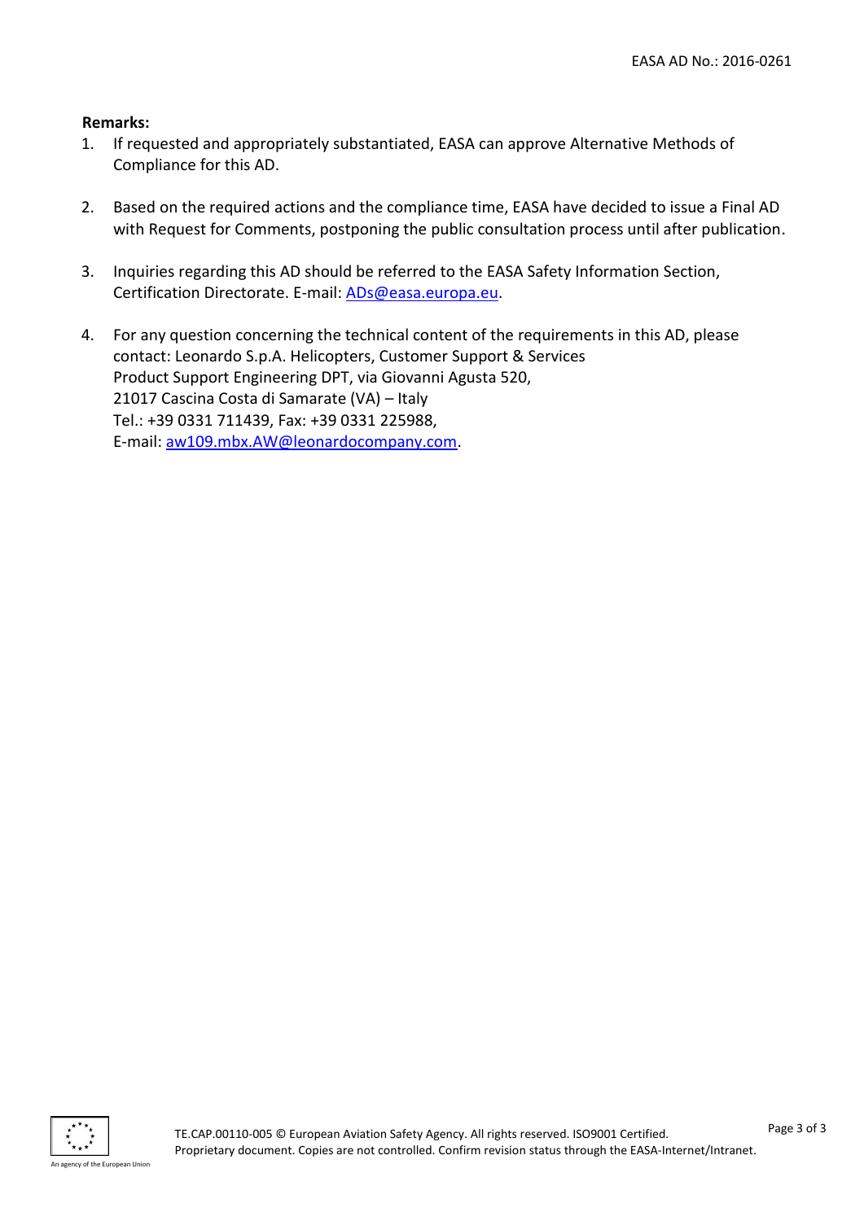**Remarks:**

1. If requested and appropriately substantiated, EASA can approve Alternative Methods of Compliance for this AD.

2. Based on the required actions and the compliance time, EASA have decided to issue a Final AD with Request for Comments, postponing the public consultation process until after publication.

3. Inquiries regarding this AD should be referred to the EASA Safety Information Section, Certification Directorate. E-mail: ADs@easa.europa.eu.

4. For any question concerning the technical content of the requirements in this AD, please contact: Leonardo S.p.A. Helicopters, Customer Support & Services
   Product Support Engineering DPT, via Giovanni Agusta 520,
   21017 Cascina Costa di Samarate (VA) – Italy
   Tel.: +39 0331 711439, Fax: +39 0331 225988,
   E-mail: aw109.mbx.AW@leonardocompany.com.